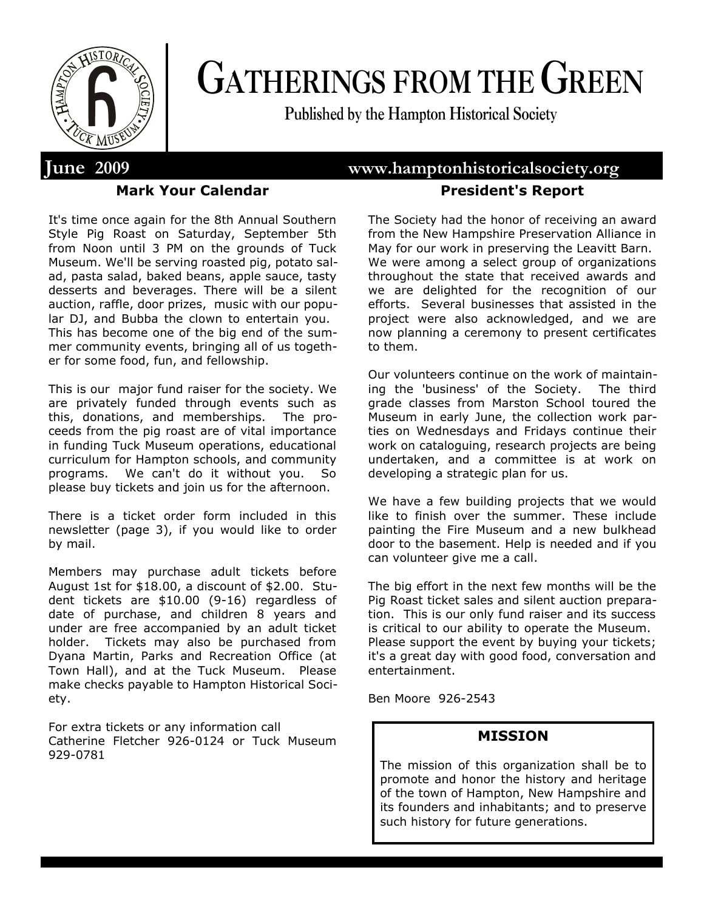# GATHERINGS FROM THE GREEN

Published by the Hampton Historical Society

**June 2009** www.hamptonhistoricalsociety.org

## Mark Your Calendar

It's time once again for the 8th Annual Southern Style Pig Roast on Saturday, September 5th from Noon until 3 PM on the grounds of Tuck Museum. We'll be serving roasted pig, potato salad, pasta salad, baked beans, apple sauce, tasty desserts and beverages. There will be a silent auction, raffle, door prizes, music with our popular DJ, and Bubba the clown to entertain you. This has become one of the big end of the summer community events, bringing all of us together for some food, fun, and fellowship.

This is our major fund raiser for the society. We are privately funded through events such as this, donations, and memberships. The proceeds from the pig roast are of vital importance in funding Tuck Museum operations, educational curriculum for Hampton schools, and community programs. We can't do it without you. So please buy tickets and join us for the afternoon.

There is a ticket order form included in this newsletter (page 3), if you would like to order by mail.

Members may purchase adult tickets before August 1st for $18.00, a discount of $2.00. Student tickets are $10.00 (9-16) regardless of date of purchase, and children 8 years and under are free accompanied by an adult ticket holder. Tickets may also be purchased from Dyana Martin, Parks and Recreation Office (at Town Hall), and at the Tuck Museum. Please make checks payable to Hampton Historical Society.

For extra tickets or any information call Catherine Fletcher 926-0124 or Tuck Museum 929-0781

## President's Report

The Society had the honor of receiving an award from the New Hampshire Preservation Alliance in May for our work in preserving the Leavitt Barn. We were among a select group of organizations throughout the state that received awards and we are delighted for the recognition of our efforts. Several businesses that assisted in the project were also acknowledged, and we are now planning a ceremony to present certificates to them.

Our volunteers continue on the work of maintaining the 'business' of the Society. The third grade classes from Marston School toured the Museum in early June, the collection work parties on Wednesdays and Fridays continue their work on cataloguing, research projects are being undertaken, and a committee is at work on developing a strategic plan for us.

We have a few building projects that we would like to finish over the summer. These include painting the Fire Museum and a new bulkhead door to the basement. Help is needed and if you can volunteer give me a call.

The big effort in the next few months will be the Pig Roast ticket sales and silent auction preparation. This is our only fund raiser and its success is critical to our ability to operate the Museum. Please support the event by buying your tickets; it's a great day with good food, conversation and entertainment.

Ben Moore 926-2543

### MISSION

The mission of this organization shall be to promote and honor the history and heritage of the town of Hampton, New Hampshire and its founders and inhabitants; and to preserve such history for future generations.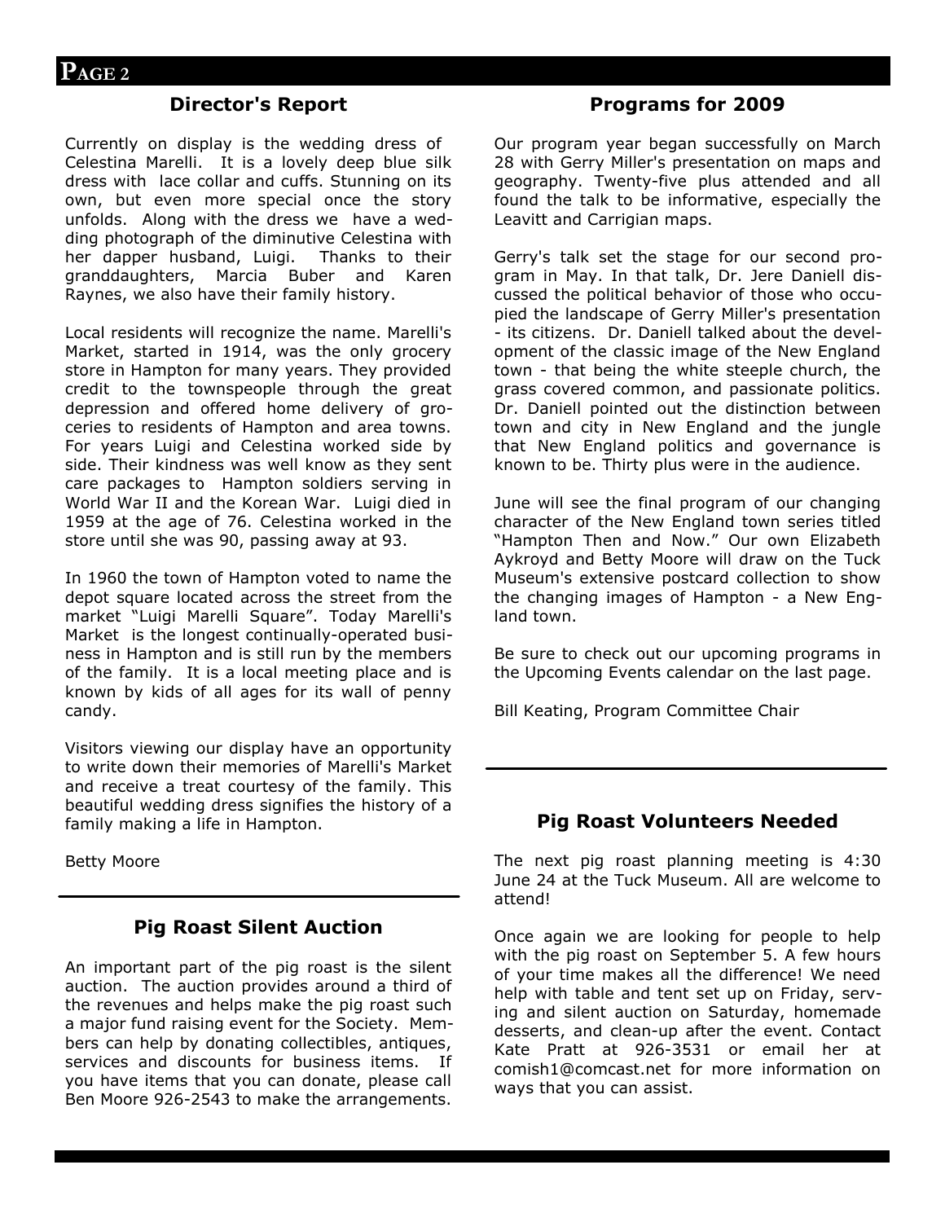## Director's Report

Currently on display is the wedding dress of Celestina Marelli. It is a lovely deep blue silk dress with lace collar and cuffs. Stunning on its own, but even more special once the story unfolds. Along with the dress we have a wedding photograph of the diminutive Celestina with her dapper husband, Luigi. Thanks to their granddaughters, Marcia Buber and Karen Raynes, we also have their family history.

Local residents will recognize the name. Marelli's Market, started in 1914, was the only grocery store in Hampton for many years. They provided credit to the townspeople through the great depression and offered home delivery of groceries to residents of Hampton and area towns. For years Luigi and Celestina worked side by side. Their kindness was well know as they sent care packages to Hampton soldiers serving in World War II and the Korean War. Luigi died in 1959 at the age of 76. Celestina worked in the store until she was 90, passing away at 93.

In 1960 the town of Hampton voted to name the depot square located across the street from the market "Luigi Marelli Square". Today Marelli's Market is the longest continually-operated business in Hampton and is still run by the members of the family. It is a local meeting place and is known by kids of all ages for its wall of penny candy.

Visitors viewing our display have an opportunity to write down their memories of Marelli's Market and receive a treat courtesy of the family. This beautiful wedding dress signifies the history of a family making a life in Hampton.

Betty Moore

## Pig Roast Silent Auction

An important part of the pig roast is the silent auction. The auction provides around a third of the revenues and helps make the pig roast such a major fund raising event for the Society. Members can help by donating collectibles, antiques, services and discounts for business items. If you have items that you can donate, please call Ben Moore 926-2543 to make the arrangements.

## Programs for 2009

Our program year began successfully on March 28 with Gerry Miller's presentation on maps and geography. Twenty-five plus attended and all found the talk to be informative, especially the Leavitt and Carrigian maps.

Gerry's talk set the stage for our second program in May. In that talk, Dr. Jere Daniell discussed the political behavior of those who occupied the landscape of Gerry Miller's presentation - its citizens. Dr. Daniell talked about the development of the classic image of the New England town - that being the white steeple church, the grass covered common, and passionate politics. Dr. Daniell pointed out the distinction between town and city in New England and the jungle that New England politics and governance is known to be. Thirty plus were in the audience.

June will see the final program of our changing character of the New England town series titled "Hampton Then and Now." Our own Elizabeth Aykroyd and Betty Moore will draw on the Tuck Museum's extensive postcard collection to show the changing images of Hampton - a New England town.

Be sure to check out our upcoming programs in the Upcoming Events calendar on the last page.

Bill Keating, Program Committee Chair

## Pig Roast Volunteers Needed

The next pig roast planning meeting is 4:30 June 24 at the Tuck Museum. All are welcome to attend!

Once again we are looking for people to help with the pig roast on September 5. A few hours of your time makes all the difference! We need help with table and tent set up on Friday, serving and silent auction on Saturday, homemade desserts, and clean-up after the event. Contact Kate Pratt at 926-3531 or email her at comish1@comcast.net for more information on ways that you can assist.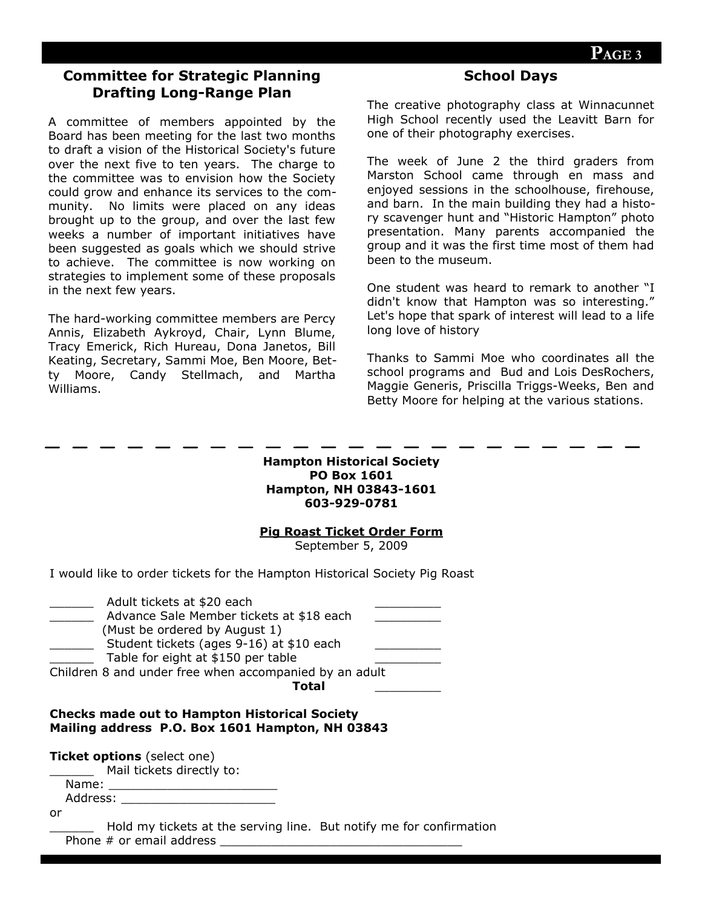## Committee for Strategic Planning Drafting Long-Range Plan

A committee of members appointed by the Board has been meeting for the last two months to draft a vision of the Historical Society's future over the next five to ten years. The charge to the committee was to envision how the Society could grow and enhance its services to the community. No limits were placed on any ideas brought up to the group, and over the last few weeks a number of important initiatives have been suggested as goals which we should strive to achieve. The committee is now working on strategies to implement some of these proposals in the next few years.

The hard-working committee members are Percy Annis, Elizabeth Aykroyd, Chair, Lynn Blume, Tracy Emerick, Rich Hureau, Dona Janetos, Bill Keating, Secretary, Sammi Moe, Ben Moore, Betty Moore, Candy Stellmach, and Martha Williams.

## School Days

The creative photography class at Winnacunnet High School recently used the Leavitt Barn for one of their photography exercises.

The week of June 2 the third graders from Marston School came through en mass and enjoyed sessions in the schoolhouse, firehouse, and barn. In the main building they had a history scavenger hunt and "Historic Hampton" photo presentation. Many parents accompanied the group and it was the first time most of them had been to the museum.

One student was heard to remark to another "I didn't know that Hampton was so interesting." Let's hope that spark of interest will lead to a life long love of history

Thanks to Sammi Moe who coordinates all the school programs and Bud and Lois DesRochers, Maggie Generis, Priscilla Triggs-Weeks, Ben and Betty Moore for helping at the various stations.

---

**Hampton Historical Society**
**PO Box 1601**
**Hampton, NH 03843-1601**
**603-929-0781**

**Pig Roast Ticket Order Form**
September 5, 2009

I would like to order tickets for the Hampton Historical Society Pig Roast

______ Adult tickets at $20 each ________
______ Advance Sale Member tickets at $18 each ________
(Must be ordered by August 1)
______ Student tickets (ages 9-16) at $10 each ________
______ Table for eight at $150 per table ________
Children 8 and under free when accompanied by an adult
**Total** ________

**Checks made out to Hampton Historical Society**
**Mailing address P.O. Box 1601 Hampton, NH 03843**

**Ticket options** (select one)
______ Mail tickets directly to:
Name: ______________________
Address: ____________________
or
______ Hold my tickets at the serving line. But notify me for confirmation
Phone # or email address ________________________________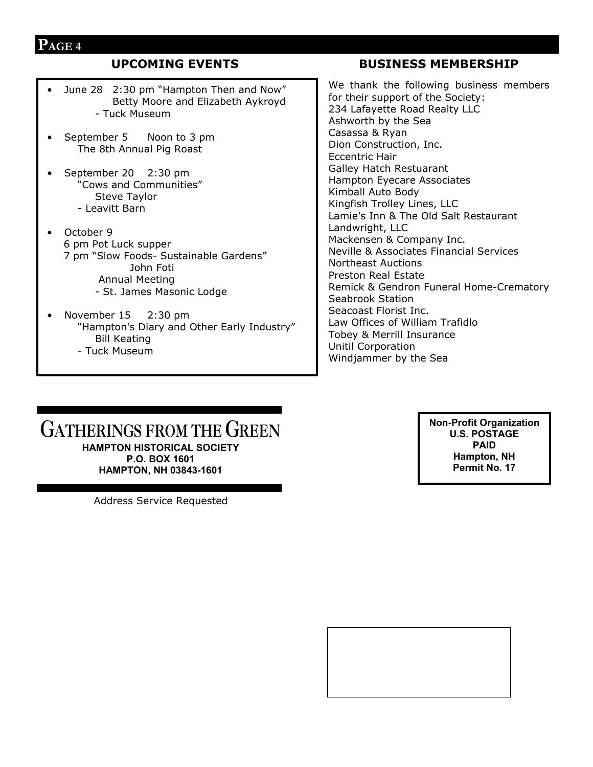## UPCOMING EVENTS

- June 28 2:30 pm "Hampton Then and Now"
  Betty Moore and Elizabeth Aykroyd
  - Tuck Museum

- September 5 Noon to 3 pm
  The 8th Annual Pig Roast

- September 20 2:30 pm
  "Cows and Communities"
  Steve Taylor
  - Leavitt Barn

- October 9
  6 pm Pot Luck supper
  7 pm "Slow Foods- Sustainable Gardens"
  John Foti
  Annual Meeting
  - St. James Masonic Lodge

- November 15 2:30 pm
  "Hampton's Diary and Other Early Industry"
  Bill Keating
  - Tuck Museum

## BUSINESS MEMBERSHIP

We thank the following business members for their support of the Society:

234 Lafayette Road Realty LLC
Ashworth by the Sea
Casassa & Ryan
Dion Construction, Inc.
Eccentric Hair
Galley Hatch Restuarant
Hampton Eyecare Associates
Kimball Auto Body
Kingfish Trolley Lines, LLC
Lamie's Inn & The Old Salt Restaurant
Landwright, LLC
Mackensen & Company Inc.
Neville & Associates Financial Services
Northeast Auctions
Preston Real Estate
Remick & Gendron Funeral Home-Crematory
Seabrook Station
Seacoast Florist Inc.
Law Offices of William Trafidlo
Tobey & Merrill Insurance
Unitil Corporation
Windjammer by the Sea

# GATHERINGS FROM THE GREEN

**HAMPTON HISTORICAL SOCIETY**
**P.O. BOX 1601**
**HAMPTON, NH 03843-1601**

Address Service Requested

**Non-Profit Organization**
**U.S. POSTAGE**
**PAID**
**Hampton, NH**
**Permit No. 17**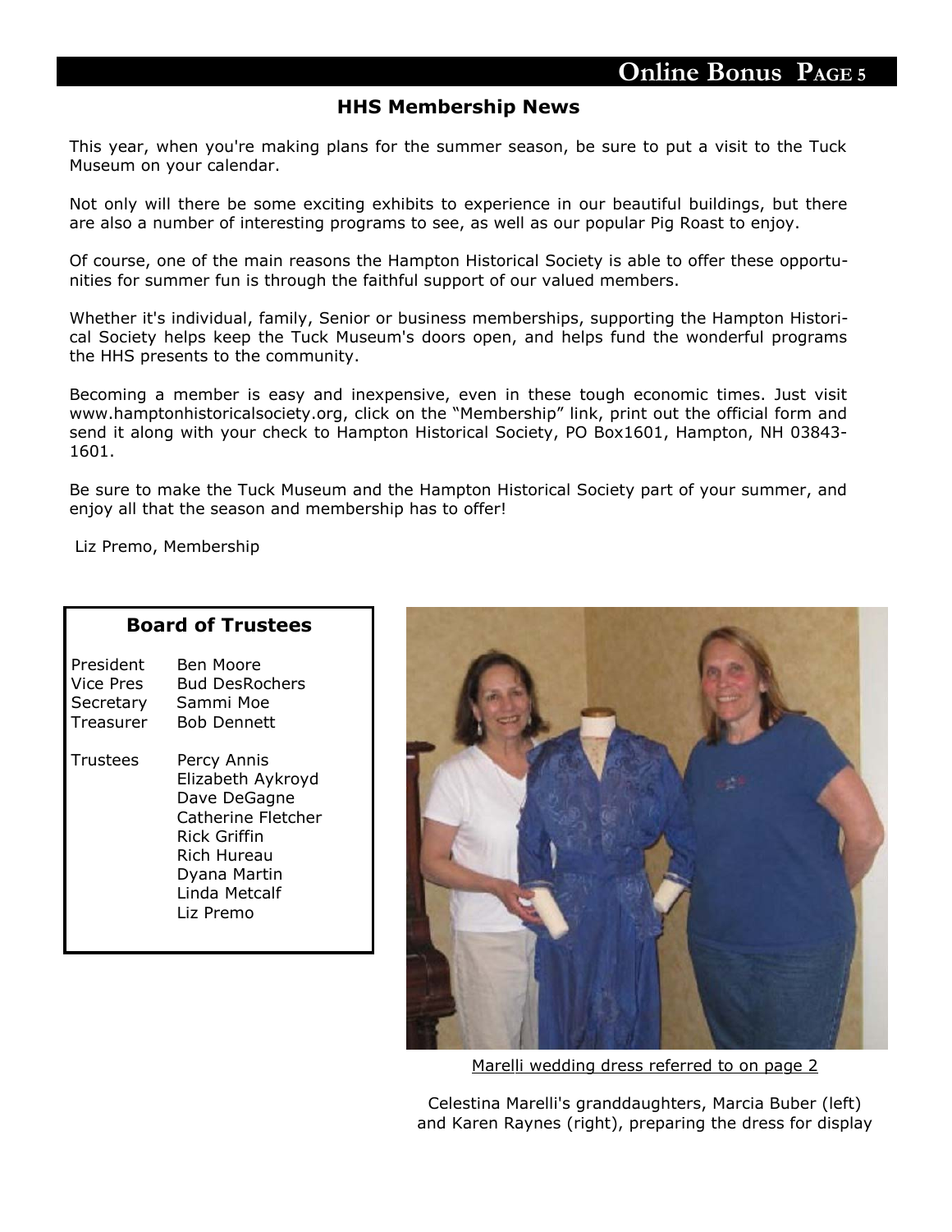## HHS Membership News

This year, when you're making plans for the summer season, be sure to put a visit to the Tuck Museum on your calendar.

Not only will there be some exciting exhibits to experience in our beautiful buildings, but there are also a number of interesting programs to see, as well as our popular Pig Roast to enjoy.

Of course, one of the main reasons the Hampton Historical Society is able to offer these opportunities for summer fun is through the faithful support of our valued members.

Whether it's individual, family, Senior or business memberships, supporting the Hampton Historical Society helps keep the Tuck Museum's doors open, and helps fund the wonderful programs the HHS presents to the community.

Becoming a member is easy and inexpensive, even in these tough economic times. Just visit www.hamptonhistoricalsociety.org, click on the "Membership" link, print out the official form and send it along with your check to Hampton Historical Society, PO Box1601, Hampton, NH 03843-1601.

Be sure to make the Tuck Museum and the Hampton Historical Society part of your summer, and enjoy all that the season and membership has to offer!

Liz Premo, Membership

### Board of Trustees

| | |
|---|---|
| President | Ben Moore |
| Vice Pres | Bud DesRochers |
| Secretary | Sammi Moe |
| Treasurer | Bob Dennett |
| Trustees | Percy Annis<br>Elizabeth Aykroyd<br>Dave DeGagne<br>Catherine Fletcher<br>Rick Griffin<br>Rich Hureau<br>Dyana Martin<br>Linda Metcalf<br>Liz Premo |

Marelli wedding dress referred to on page 2

Celestina Marelli's granddaughters, Marcia Buber (left) and Karen Raynes (right), preparing the dress for display